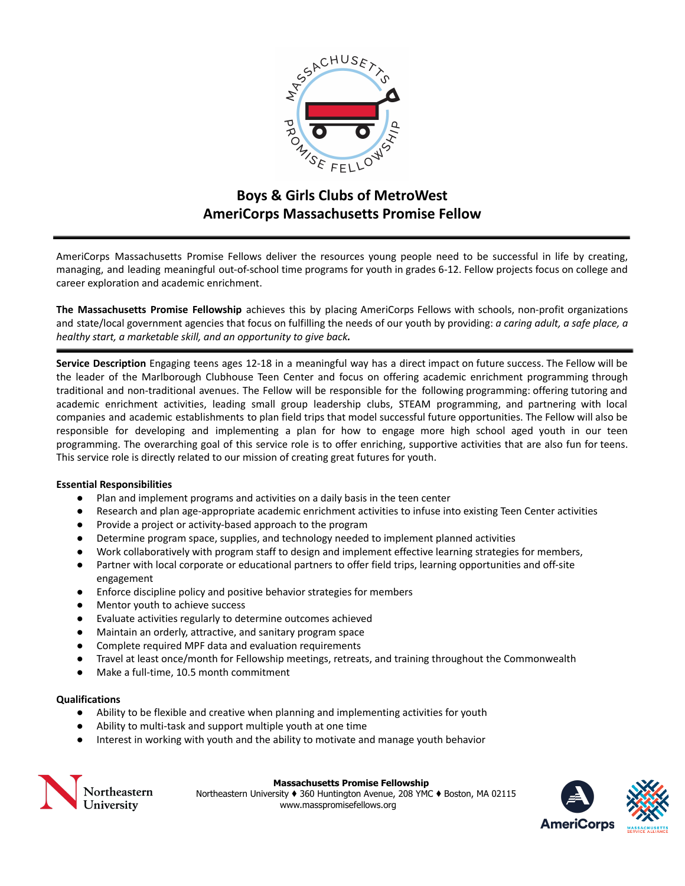# Boys & Girls Clubs of MetroWest
# AmeriCorps Massachusetts Promise Fellow

AmeriCorps Massachusetts Promise Fellows deliver the resources young people need to be successful in life by creating, managing, and leading meaningful out-of-school time programs for youth in grades 6-12. Fellow projects focus on college and career exploration and academic enrichment.

**The Massachusetts Promise Fellowship** achieves this by placing AmeriCorps Fellows with schools, non-profit organizations and state/local government agencies that focus on fulfilling the needs of our youth by providing: *a caring adult, a safe place, a healthy start, a marketable skill, and an opportunity to give back.*

**Service Description** Engaging teens ages 12-18 in a meaningful way has a direct impact on future success. The Fellow will be the leader of the Marlborough Clubhouse Teen Center and focus on offering academic enrichment programming through traditional and non-traditional avenues. The Fellow will be responsible for the following programming: offering tutoring and academic enrichment activities, leading small group leadership clubs, STEAM programming, and partnering with local companies and academic establishments to plan field trips that model successful future opportunities. The Fellow will also be responsible for developing and implementing a plan for how to engage more high school aged youth in our teen programming. The overarching goal of this service role is to offer enriching, supportive activities that are also fun for teens. This service role is directly related to our mission of creating great futures for youth.

**Essential Responsibilities**

- Plan and implement programs and activities on a daily basis in the teen center
- Research and plan age-appropriate academic enrichment activities to infuse into existing Teen Center activities
- Provide a project or activity-based approach to the program
- Determine program space, supplies, and technology needed to implement planned activities
- Work collaboratively with program staff to design and implement effective learning strategies for members,
- Partner with local corporate or educational partners to offer field trips, learning opportunities and off-site engagement
- Enforce discipline policy and positive behavior strategies for members
- Mentor youth to achieve success
- Evaluate activities regularly to determine outcomes achieved
- Maintain an orderly, attractive, and sanitary program space
- Complete required MPF data and evaluation requirements
- Travel at least once/month for Fellowship meetings, retreats, and training throughout the Commonwealth
- Make a full-time, 10.5 month commitment

**Qualifications**

- Ability to be flexible and creative when planning and implementing activities for youth
- Ability to multi-task and support multiple youth at one time
- Interest in working with youth and the ability to motivate and manage youth behavior

**Massachusetts Promise Fellowship**
Northeastern University ♦ 360 Huntington Avenue, 208 YMC ♦ Boston, MA 02115
www.masspromisefellows.org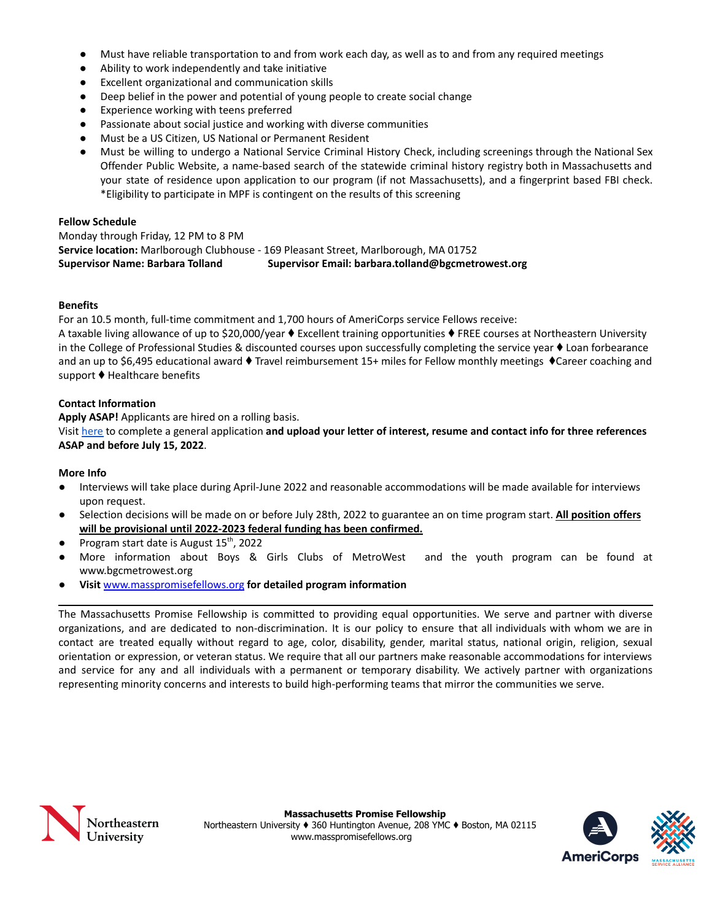- Must have reliable transportation to and from work each day, as well as to and from any required meetings
- Ability to work independently and take initiative
- Excellent organizational and communication skills
- Deep belief in the power and potential of young people to create social change
- Experience working with teens preferred
- Passionate about social justice and working with diverse communities
- Must be a US Citizen, US National or Permanent Resident
- Must be willing to undergo a National Service Criminal History Check, including screenings through the National Sex Offender Public Website, a name-based search of the statewide criminal history registry both in Massachusetts and your state of residence upon application to our program (if not Massachusetts), and a fingerprint based FBI check. *Eligibility to participate in MPF is contingent on the results of this screening

**Fellow Schedule**
Monday through Friday, 12 PM to 8 PM
**Service location:** Marlborough Clubhouse - 169 Pleasant Street, Marlborough, MA 01752
**Supervisor Name: Barbara Tolland** **Supervisor Email: barbara.tolland@bgcmetrowest.org**

**Benefits**
For an 10.5 month, full-time commitment and 1,700 hours of AmeriCorps service Fellows receive:
A taxable living allowance of up to $20,000/year ♦ Excellent training opportunities ♦ FREE courses at Northeastern University in the College of Professional Studies & discounted courses upon successfully completing the service year ♦ Loan forbearance and an up to $6,495 educational award ♦ Travel reimbursement 15+ miles for Fellow monthly meetings ♦Career coaching and support ♦ Healthcare benefits

**Contact Information**
**Apply ASAP!** Applicants are hired on a rolling basis.
Visit here to complete a general application **and upload your letter of interest, resume and contact info for three references ASAP and before July 15, 2022**.

**More Info**
- Interviews will take place during April-June 2022 and reasonable accommodations will be made available for interviews upon request.
- Selection decisions will be made on or before July 28th, 2022 to guarantee an on time program start. **All position offers will be provisional until 2022-2023 federal funding has been confirmed.**
- Program start date is August 15th, 2022
- More information about Boys & Girls Clubs of MetroWest and the youth program can be found at www.bgcmetrowest.org
- **Visit www.masspromisefellows.org for detailed program information**

---

The Massachusetts Promise Fellowship is committed to providing equal opportunities. We serve and partner with diverse organizations, and are dedicated to non-discrimination. It is our policy to ensure that all individuals with whom we are in contact are treated equally without regard to age, color, disability, gender, marital status, national origin, religion, sexual orientation or expression, or veteran status. We require that all our partners make reasonable accommodations for interviews and service for any and all individuals with a permanent or temporary disability. We actively partner with organizations representing minority concerns and interests to build high-performing teams that mirror the communities we serve.

**Massachusetts Promise Fellowship**
Northeastern University ♦ 360 Huntington Avenue, 208 YMC ♦ Boston, MA 02115
www.masspromisefellows.org